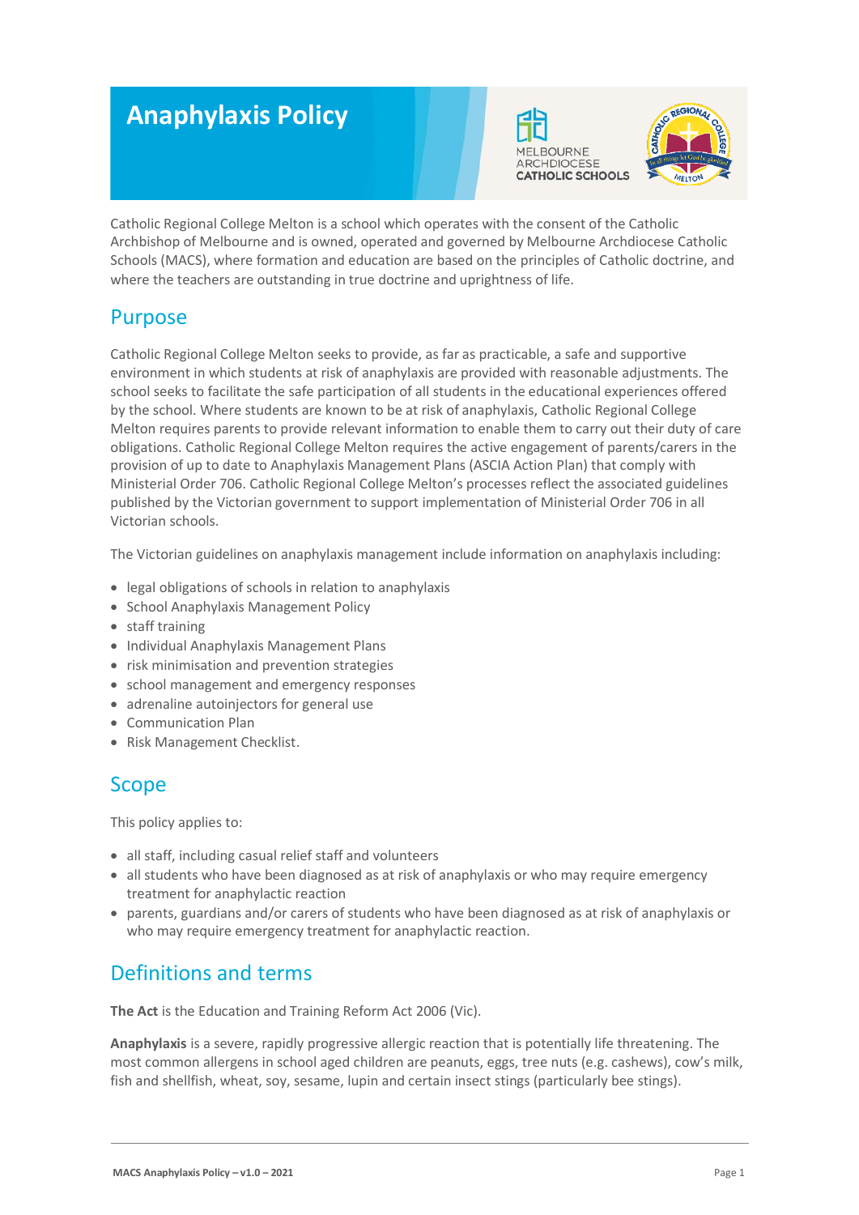# Anaphylaxis Policy

Catholic Regional College Melton is a school which operates with the consent of the Catholic Archbishop of Melbourne and is owned, operated and governed by Melbourne Archdiocese Catholic Schools (MACS), where formation and education are based on the principles of Catholic doctrine, and where the teachers are outstanding in true doctrine and uprightness of life.

## Purpose

Catholic Regional College Melton seeks to provide, as far as practicable, a safe and supportive environment in which students at risk of anaphylaxis are provided with reasonable adjustments. The school seeks to facilitate the safe participation of all students in the educational experiences offered by the school. Where students are known to be at risk of anaphylaxis, Catholic Regional College Melton requires parents to provide relevant information to enable them to carry out their duty of care obligations. Catholic Regional College Melton requires the active engagement of parents/carers in the provision of up to date to Anaphylaxis Management Plans (ASCIA Action Plan) that comply with Ministerial Order 706. Catholic Regional College Melton's processes reflect the associated guidelines published by the Victorian government to support implementation of Ministerial Order 706 in all Victorian schools.

The Victorian guidelines on anaphylaxis management include information on anaphylaxis including:

- legal obligations of schools in relation to anaphylaxis
- School Anaphylaxis Management Policy
- staff training
- Individual Anaphylaxis Management Plans
- risk minimisation and prevention strategies
- school management and emergency responses
- adrenaline autoinjectors for general use
- Communication Plan
- Risk Management Checklist.

## Scope

This policy applies to:

- all staff, including casual relief staff and volunteers
- all students who have been diagnosed as at risk of anaphylaxis or who may require emergency treatment for anaphylactic reaction
- parents, guardians and/or carers of students who have been diagnosed as at risk of anaphylaxis or who may require emergency treatment for anaphylactic reaction.

## Definitions and terms

**The Act** is the Education and Training Reform Act 2006 (Vic).

**Anaphylaxis** is a severe, rapidly progressive allergic reaction that is potentially life threatening. The most common allergens in school aged children are peanuts, eggs, tree nuts (e.g. cashews), cow's milk, fish and shellfish, wheat, soy, sesame, lupin and certain insect stings (particularly bee stings).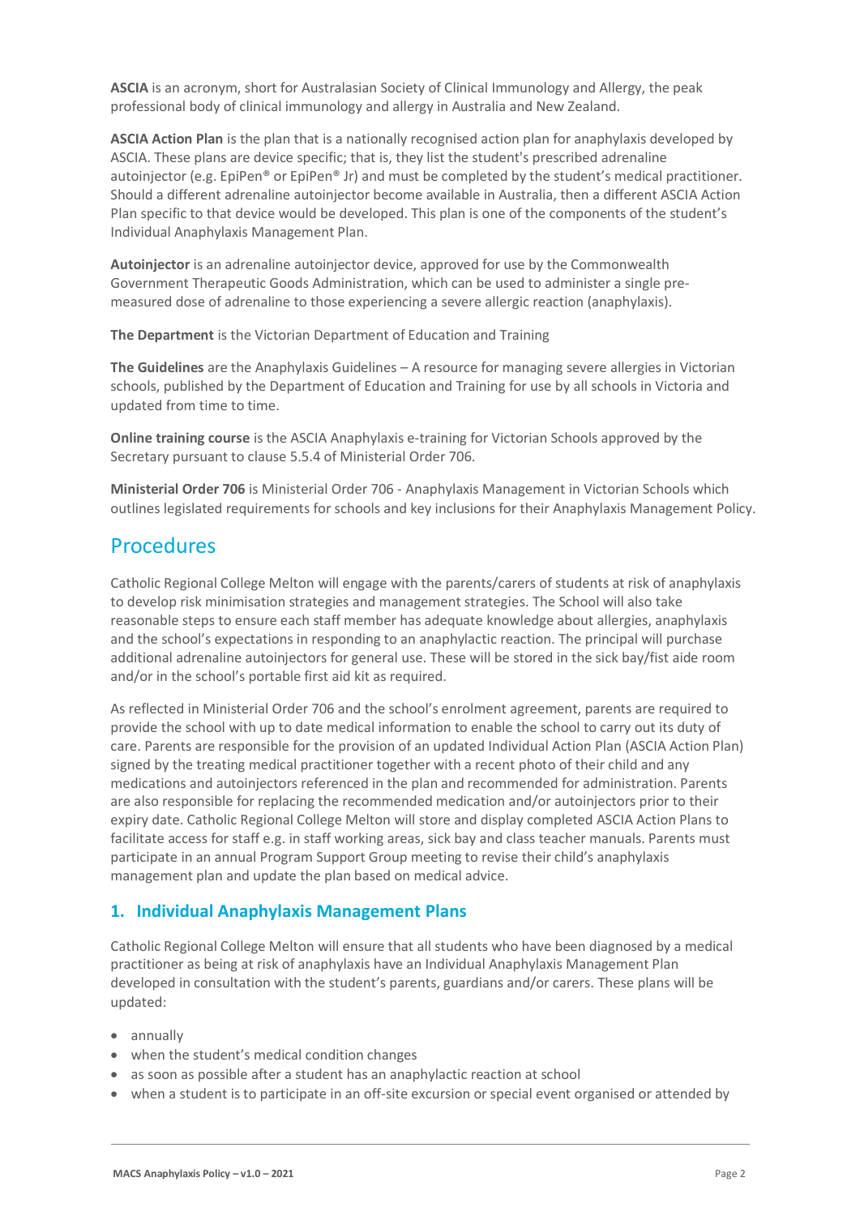**ASCIA** is an acronym, short for Australasian Society of Clinical Immunology and Allergy, the peak professional body of clinical immunology and allergy in Australia and New Zealand.

**ASCIA Action Plan** is the plan that is a nationally recognised action plan for anaphylaxis developed by ASCIA. These plans are device specific; that is, they list the student's prescribed adrenaline autoinjector (e.g. EpiPen® or EpiPen® Jr) and must be completed by the student's medical practitioner. Should a different adrenaline autoinjector become available in Australia, then a different ASCIA Action Plan specific to that device would be developed. This plan is one of the components of the student's Individual Anaphylaxis Management Plan.

**Autoinjector** is an adrenaline autoinjector device, approved for use by the Commonwealth Government Therapeutic Goods Administration, which can be used to administer a single pre-measured dose of adrenaline to those experiencing a severe allergic reaction (anaphylaxis).

**The Department** is the Victorian Department of Education and Training

**The Guidelines** are the Anaphylaxis Guidelines – A resource for managing severe allergies in Victorian schools, published by the Department of Education and Training for use by all schools in Victoria and updated from time to time.

**Online training course** is the ASCIA Anaphylaxis e-training for Victorian Schools approved by the Secretary pursuant to clause 5.5.4 of Ministerial Order 706.

**Ministerial Order 706** is Ministerial Order 706 - Anaphylaxis Management in Victorian Schools which outlines legislated requirements for schools and key inclusions for their Anaphylaxis Management Policy.

## Procedures

Catholic Regional College Melton will engage with the parents/carers of students at risk of anaphylaxis to develop risk minimisation strategies and management strategies. The School will also take reasonable steps to ensure each staff member has adequate knowledge about allergies, anaphylaxis and the school's expectations in responding to an anaphylactic reaction. The principal will purchase additional adrenaline autoinjectors for general use. These will be stored in the sick bay/fist aide room and/or in the school's portable first aid kit as required.

As reflected in Ministerial Order 706 and the school's enrolment agreement, parents are required to provide the school with up to date medical information to enable the school to carry out its duty of care. Parents are responsible for the provision of an updated Individual Action Plan (ASCIA Action Plan) signed by the treating medical practitioner together with a recent photo of their child and any medications and autoinjectors referenced in the plan and recommended for administration. Parents are also responsible for replacing the recommended medication and/or autoinjectors prior to their expiry date. Catholic Regional College Melton will store and display completed ASCIA Action Plans to facilitate access for staff e.g. in staff working areas, sick bay and class teacher manuals. Parents must participate in an annual Program Support Group meeting to revise their child's anaphylaxis management plan and update the plan based on medical advice.

### 1. Individual Anaphylaxis Management Plans

Catholic Regional College Melton will ensure that all students who have been diagnosed by a medical practitioner as being at risk of anaphylaxis have an Individual Anaphylaxis Management Plan developed in consultation with the student's parents, guardians and/or carers. These plans will be updated:

- annually
- when the student's medical condition changes
- as soon as possible after a student has an anaphylactic reaction at school
- when a student is to participate in an off-site excursion or special event organised or attended by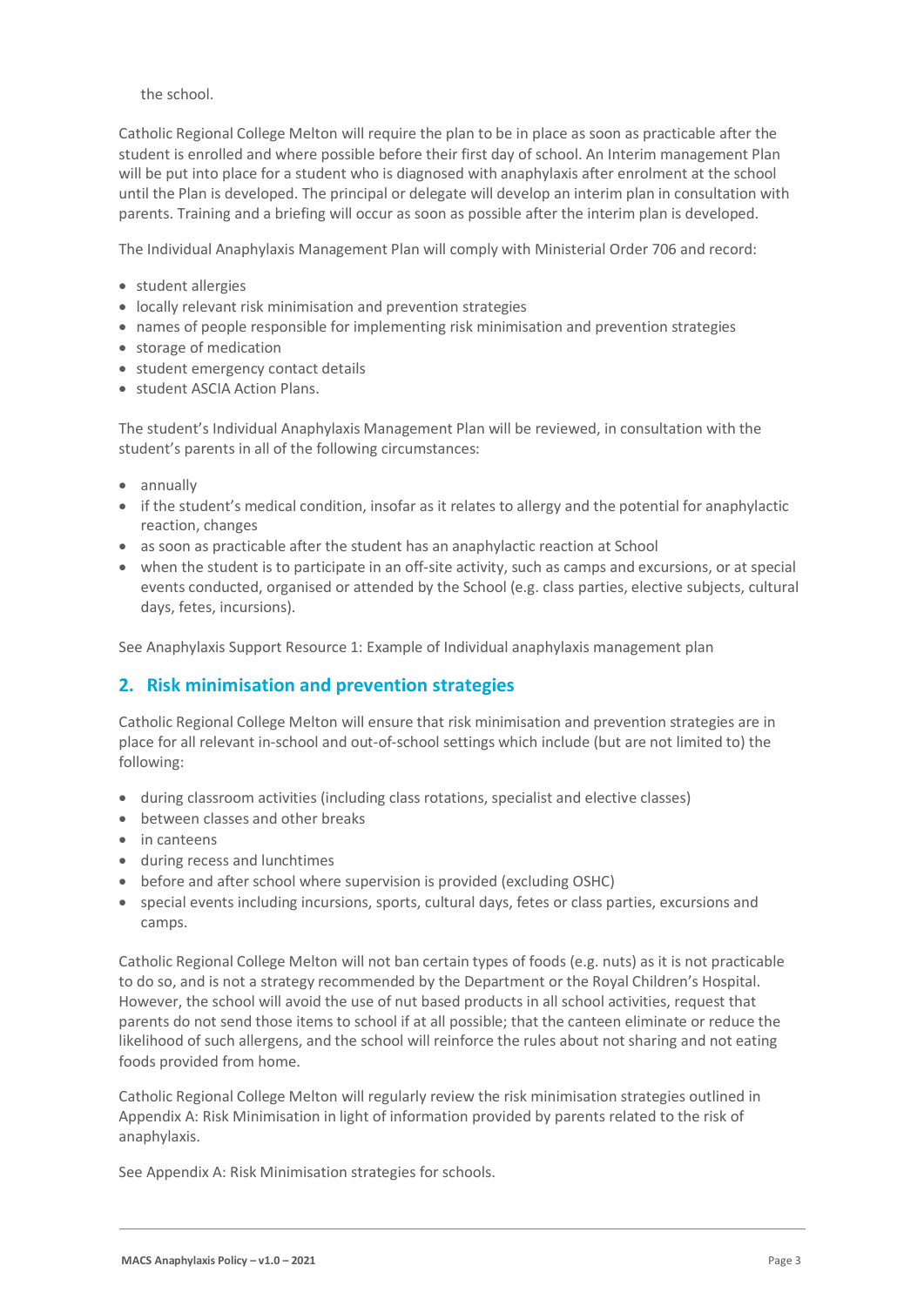the school.

Catholic Regional College Melton will require the plan to be in place as soon as practicable after the student is enrolled and where possible before their first day of school. An Interim management Plan will be put into place for a student who is diagnosed with anaphylaxis after enrolment at the school until the Plan is developed. The principal or delegate will develop an interim plan in consultation with parents. Training and a briefing will occur as soon as possible after the interim plan is developed.

The Individual Anaphylaxis Management Plan will comply with Ministerial Order 706 and record:

- student allergies
- locally relevant risk minimisation and prevention strategies
- names of people responsible for implementing risk minimisation and prevention strategies
- storage of medication
- student emergency contact details
- student ASCIA Action Plans.

The student's Individual Anaphylaxis Management Plan will be reviewed, in consultation with the student's parents in all of the following circumstances:

- annually
- if the student's medical condition, insofar as it relates to allergy and the potential for anaphylactic reaction, changes
- as soon as practicable after the student has an anaphylactic reaction at School
- when the student is to participate in an off-site activity, such as camps and excursions, or at special events conducted, organised or attended by the School (e.g. class parties, elective subjects, cultural days, fetes, incursions).

See Anaphylaxis Support Resource 1: Example of Individual anaphylaxis management plan

## 2. Risk minimisation and prevention strategies

Catholic Regional College Melton will ensure that risk minimisation and prevention strategies are in place for all relevant in-school and out-of-school settings which include (but are not limited to) the following:

- during classroom activities (including class rotations, specialist and elective classes)
- between classes and other breaks
- in canteens
- during recess and lunchtimes
- before and after school where supervision is provided (excluding OSHC)
- special events including incursions, sports, cultural days, fetes or class parties, excursions and camps.

Catholic Regional College Melton will not ban certain types of foods (e.g. nuts) as it is not practicable to do so, and is not a strategy recommended by the Department or the Royal Children's Hospital. However, the school will avoid the use of nut based products in all school activities, request that parents do not send those items to school if at all possible; that the canteen eliminate or reduce the likelihood of such allergens, and the school will reinforce the rules about not sharing and not eating foods provided from home.

Catholic Regional College Melton will regularly review the risk minimisation strategies outlined in Appendix A: Risk Minimisation in light of information provided by parents related to the risk of anaphylaxis.

See Appendix A: Risk Minimisation strategies for schools.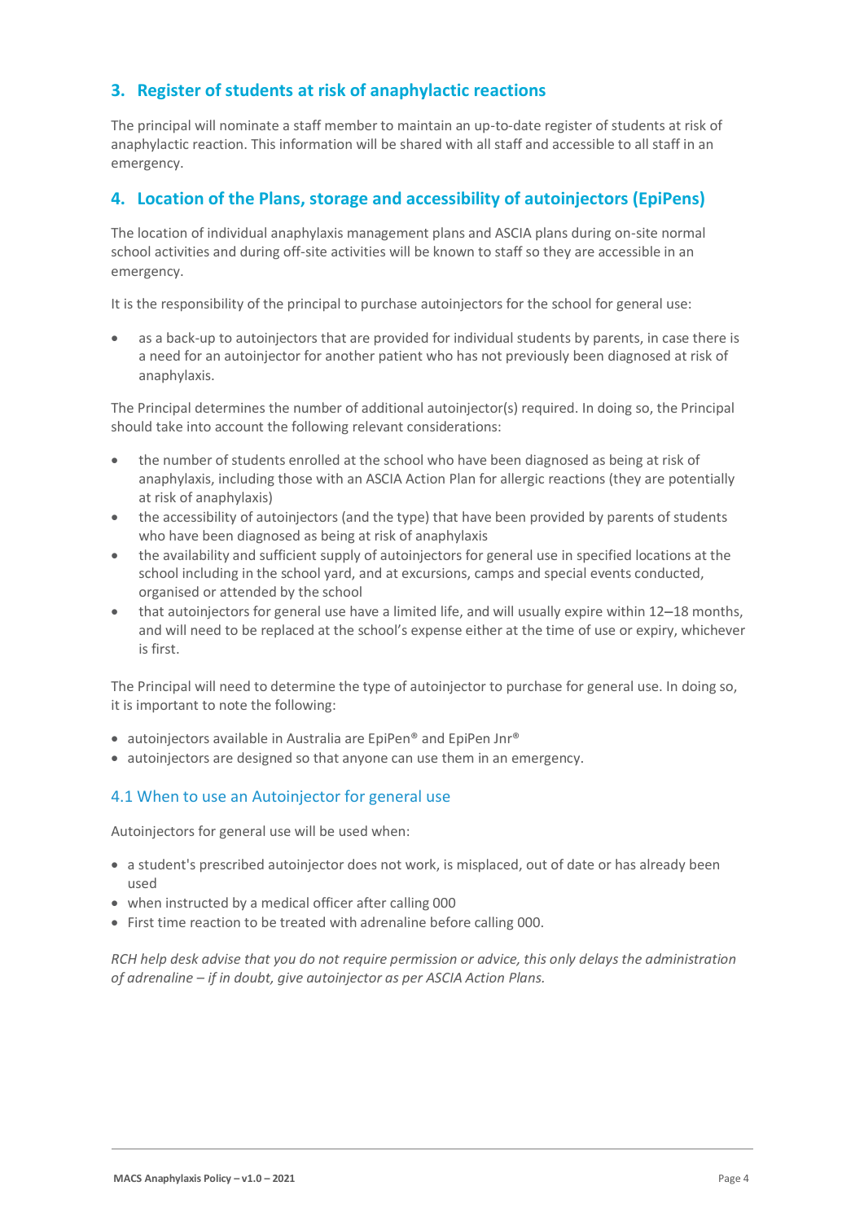## 3. Register of students at risk of anaphylactic reactions

The principal will nominate a staff member to maintain an up-to-date register of students at risk of anaphylactic reaction. This information will be shared with all staff and accessible to all staff in an emergency.

## 4. Location of the Plans, storage and accessibility of autoinjectors (EpiPens)

The location of individual anaphylaxis management plans and ASCIA plans during on-site normal school activities and during off-site activities will be known to staff so they are accessible in an emergency.

It is the responsibility of the principal to purchase autoinjectors for the school for general use:

- as a back-up to autoinjectors that are provided for individual students by parents, in case there is a need for an autoinjector for another patient who has not previously been diagnosed at risk of anaphylaxis.

The Principal determines the number of additional autoinjector(s) required. In doing so, the Principal should take into account the following relevant considerations:

- the number of students enrolled at the school who have been diagnosed as being at risk of anaphylaxis, including those with an ASCIA Action Plan for allergic reactions (they are potentially at risk of anaphylaxis)
- the accessibility of autoinjectors (and the type) that have been provided by parents of students who have been diagnosed as being at risk of anaphylaxis
- the availability and sufficient supply of autoinjectors for general use in specified locations at the school including in the school yard, and at excursions, camps and special events conducted, organised or attended by the school
- that autoinjectors for general use have a limited life, and will usually expire within 12–18 months, and will need to be replaced at the school's expense either at the time of use or expiry, whichever is first.

The Principal will need to determine the type of autoinjector to purchase for general use. In doing so, it is important to note the following:

- autoinjectors available in Australia are EpiPen® and EpiPen Jnr®
- autoinjectors are designed so that anyone can use them in an emergency.

### 4.1 When to use an Autoinjector for general use

Autoinjectors for general use will be used when:

- a student's prescribed autoinjector does not work, is misplaced, out of date or has already been used
- when instructed by a medical officer after calling 000
- First time reaction to be treated with adrenaline before calling 000.

*RCH help desk advise that you do not require permission or advice, this only delays the administration of adrenaline – if in doubt, give autoinjector as per ASCIA Action Plans.*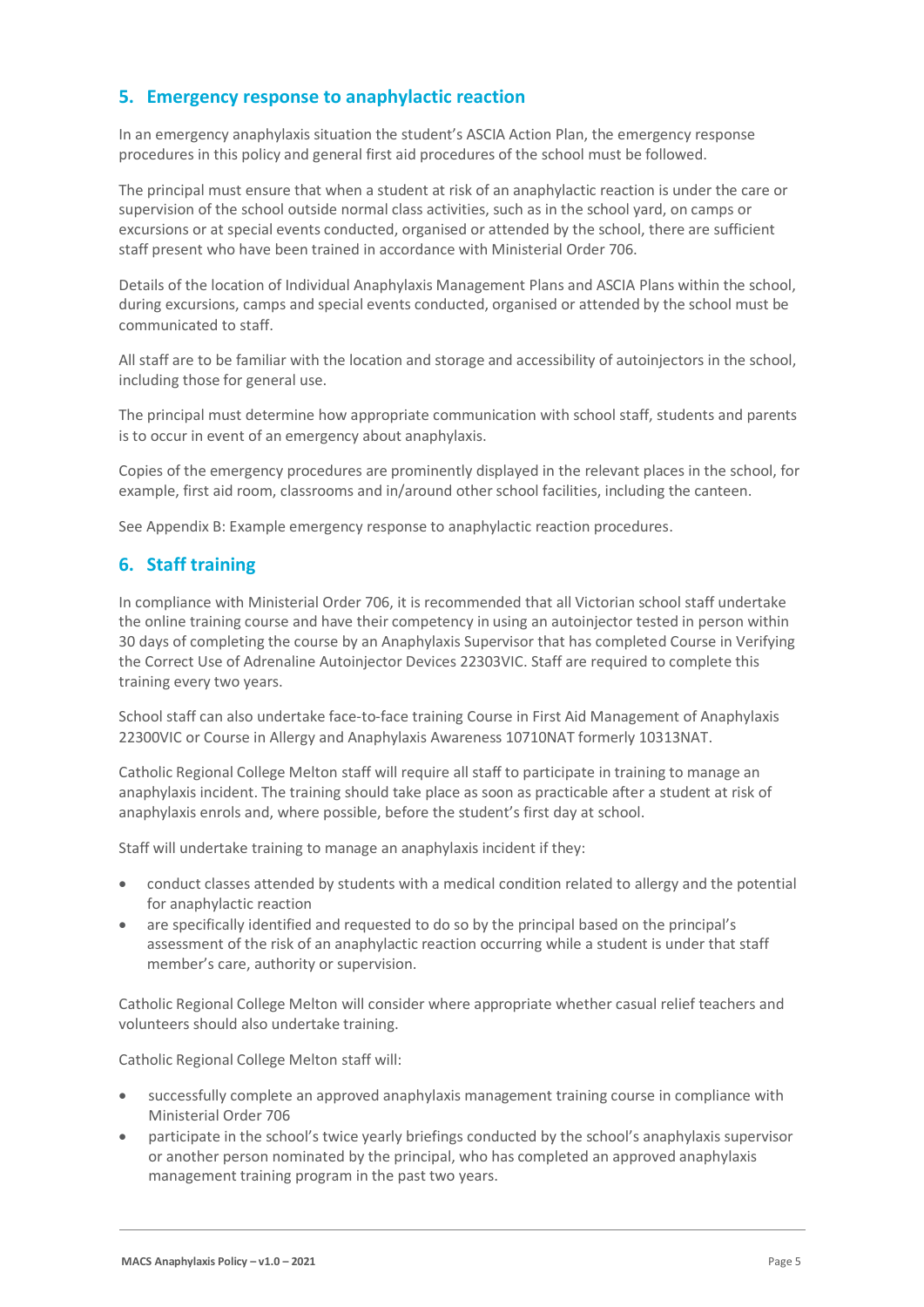## 5. Emergency response to anaphylactic reaction

In an emergency anaphylaxis situation the student's ASCIA Action Plan, the emergency response procedures in this policy and general first aid procedures of the school must be followed.

The principal must ensure that when a student at risk of an anaphylactic reaction is under the care or supervision of the school outside normal class activities, such as in the school yard, on camps or excursions or at special events conducted, organised or attended by the school, there are sufficient staff present who have been trained in accordance with Ministerial Order 706.

Details of the location of Individual Anaphylaxis Management Plans and ASCIA Plans within the school, during excursions, camps and special events conducted, organised or attended by the school must be communicated to staff.

All staff are to be familiar with the location and storage and accessibility of autoinjectors in the school, including those for general use.

The principal must determine how appropriate communication with school staff, students and parents is to occur in event of an emergency about anaphylaxis.

Copies of the emergency procedures are prominently displayed in the relevant places in the school, for example, first aid room, classrooms and in/around other school facilities, including the canteen.

See Appendix B: Example emergency response to anaphylactic reaction procedures.

## 6. Staff training

In compliance with Ministerial Order 706, it is recommended that all Victorian school staff undertake the online training course and have their competency in using an autoinjector tested in person within 30 days of completing the course by an Anaphylaxis Supervisor that has completed Course in Verifying the Correct Use of Adrenaline Autoinjector Devices 22303VIC. Staff are required to complete this training every two years.

School staff can also undertake face-to-face training Course in First Aid Management of Anaphylaxis 22300VIC or Course in Allergy and Anaphylaxis Awareness 10710NAT formerly 10313NAT.

Catholic Regional College Melton staff will require all staff to participate in training to manage an anaphylaxis incident. The training should take place as soon as practicable after a student at risk of anaphylaxis enrols and, where possible, before the student's first day at school.

Staff will undertake training to manage an anaphylaxis incident if they:

- conduct classes attended by students with a medical condition related to allergy and the potential for anaphylactic reaction
- are specifically identified and requested to do so by the principal based on the principal's assessment of the risk of an anaphylactic reaction occurring while a student is under that staff member's care, authority or supervision.

Catholic Regional College Melton will consider where appropriate whether casual relief teachers and volunteers should also undertake training.

Catholic Regional College Melton staff will:

- successfully complete an approved anaphylaxis management training course in compliance with Ministerial Order 706
- participate in the school's twice yearly briefings conducted by the school's anaphylaxis supervisor or another person nominated by the principal, who has completed an approved anaphylaxis management training program in the past two years.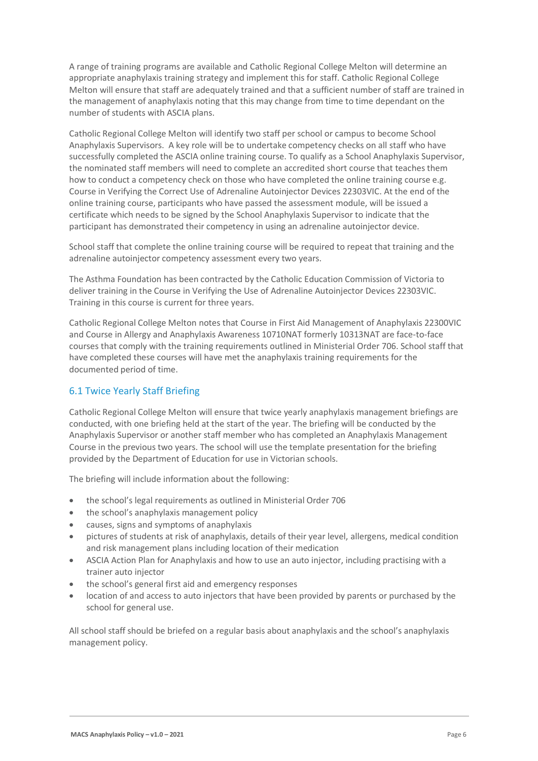A range of training programs are available and Catholic Regional College Melton will determine an appropriate anaphylaxis training strategy and implement this for staff. Catholic Regional College Melton will ensure that staff are adequately trained and that a sufficient number of staff are trained in the management of anaphylaxis noting that this may change from time to time dependant on the number of students with ASCIA plans.

Catholic Regional College Melton will identify two staff per school or campus to become School Anaphylaxis Supervisors. A key role will be to undertake competency checks on all staff who have successfully completed the ASCIA online training course. To qualify as a School Anaphylaxis Supervisor, the nominated staff members will need to complete an accredited short course that teaches them how to conduct a competency check on those who have completed the online training course e.g. Course in Verifying the Correct Use of Adrenaline Autoinjector Devices 22303VIC. At the end of the online training course, participants who have passed the assessment module, will be issued a certificate which needs to be signed by the School Anaphylaxis Supervisor to indicate that the participant has demonstrated their competency in using an adrenaline autoinjector device.

School staff that complete the online training course will be required to repeat that training and the adrenaline autoinjector competency assessment every two years.

The Asthma Foundation has been contracted by the Catholic Education Commission of Victoria to deliver training in the Course in Verifying the Use of Adrenaline Autoinjector Devices 22303VIC. Training in this course is current for three years.

Catholic Regional College Melton notes that Course in First Aid Management of Anaphylaxis 22300VIC and Course in Allergy and Anaphylaxis Awareness 10710NAT formerly 10313NAT are face-to-face courses that comply with the training requirements outlined in Ministerial Order 706. School staff that have completed these courses will have met the anaphylaxis training requirements for the documented period of time.

### 6.1 Twice Yearly Staff Briefing

Catholic Regional College Melton will ensure that twice yearly anaphylaxis management briefings are conducted, with one briefing held at the start of the year. The briefing will be conducted by the Anaphylaxis Supervisor or another staff member who has completed an Anaphylaxis Management Course in the previous two years. The school will use the template presentation for the briefing provided by the Department of Education for use in Victorian schools.

The briefing will include information about the following:

- the school's legal requirements as outlined in Ministerial Order 706
- the school's anaphylaxis management policy
- causes, signs and symptoms of anaphylaxis
- pictures of students at risk of anaphylaxis, details of their year level, allergens, medical condition and risk management plans including location of their medication
- ASCIA Action Plan for Anaphylaxis and how to use an auto injector, including practising with a trainer auto injector
- the school's general first aid and emergency responses
- location of and access to auto injectors that have been provided by parents or purchased by the school for general use.

All school staff should be briefed on a regular basis about anaphylaxis and the school's anaphylaxis management policy.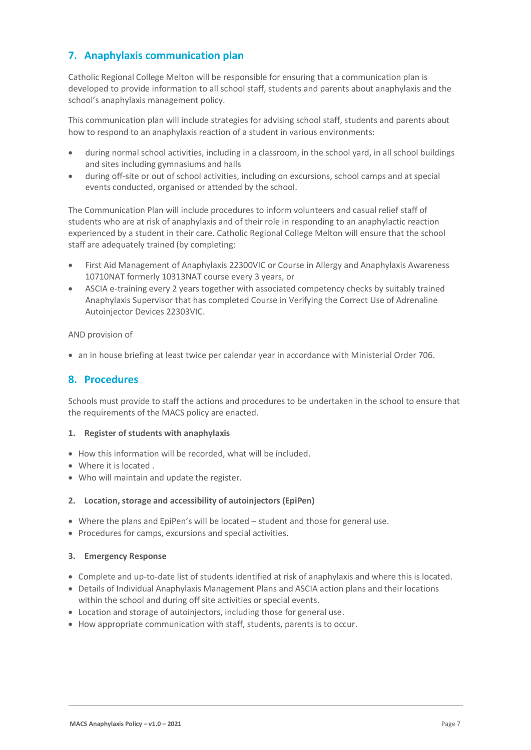## 7. Anaphylaxis communication plan

Catholic Regional College Melton will be responsible for ensuring that a communication plan is developed to provide information to all school staff, students and parents about anaphylaxis and the school's anaphylaxis management policy.

This communication plan will include strategies for advising school staff, students and parents about how to respond to an anaphylaxis reaction of a student in various environments:

- during normal school activities, including in a classroom, in the school yard, in all school buildings and sites including gymnasiums and halls
- during off-site or out of school activities, including on excursions, school camps and at special events conducted, organised or attended by the school.

The Communication Plan will include procedures to inform volunteers and casual relief staff of students who are at risk of anaphylaxis and of their role in responding to an anaphylactic reaction experienced by a student in their care. Catholic Regional College Melton will ensure that the school staff are adequately trained (by completing:

- First Aid Management of Anaphylaxis 22300VIC or Course in Allergy and Anaphylaxis Awareness 10710NAT formerly 10313NAT course every 3 years, or
- ASCIA e-training every 2 years together with associated competency checks by suitably trained Anaphylaxis Supervisor that has completed Course in Verifying the Correct Use of Adrenaline Autoinjector Devices 22303VIC.

AND provision of

- an in house briefing at least twice per calendar year in accordance with Ministerial Order 706.

## 8. Procedures

Schools must provide to staff the actions and procedures to be undertaken in the school to ensure that the requirements of the MACS policy are enacted.

**1. Register of students with anaphylaxis**

- How this information will be recorded, what will be included.
- Where it is located .
- Who will maintain and update the register.

**2. Location, storage and accessibility of autoinjectors (EpiPen)**

- Where the plans and EpiPen's will be located – student and those for general use.
- Procedures for camps, excursions and special activities.

**3. Emergency Response**

- Complete and up-to-date list of students identified at risk of anaphylaxis and where this is located.
- Details of Individual Anaphylaxis Management Plans and ASCIA action plans and their locations within the school and during off site activities or special events.
- Location and storage of autoinjectors, including those for general use.
- How appropriate communication with staff, students, parents is to occur.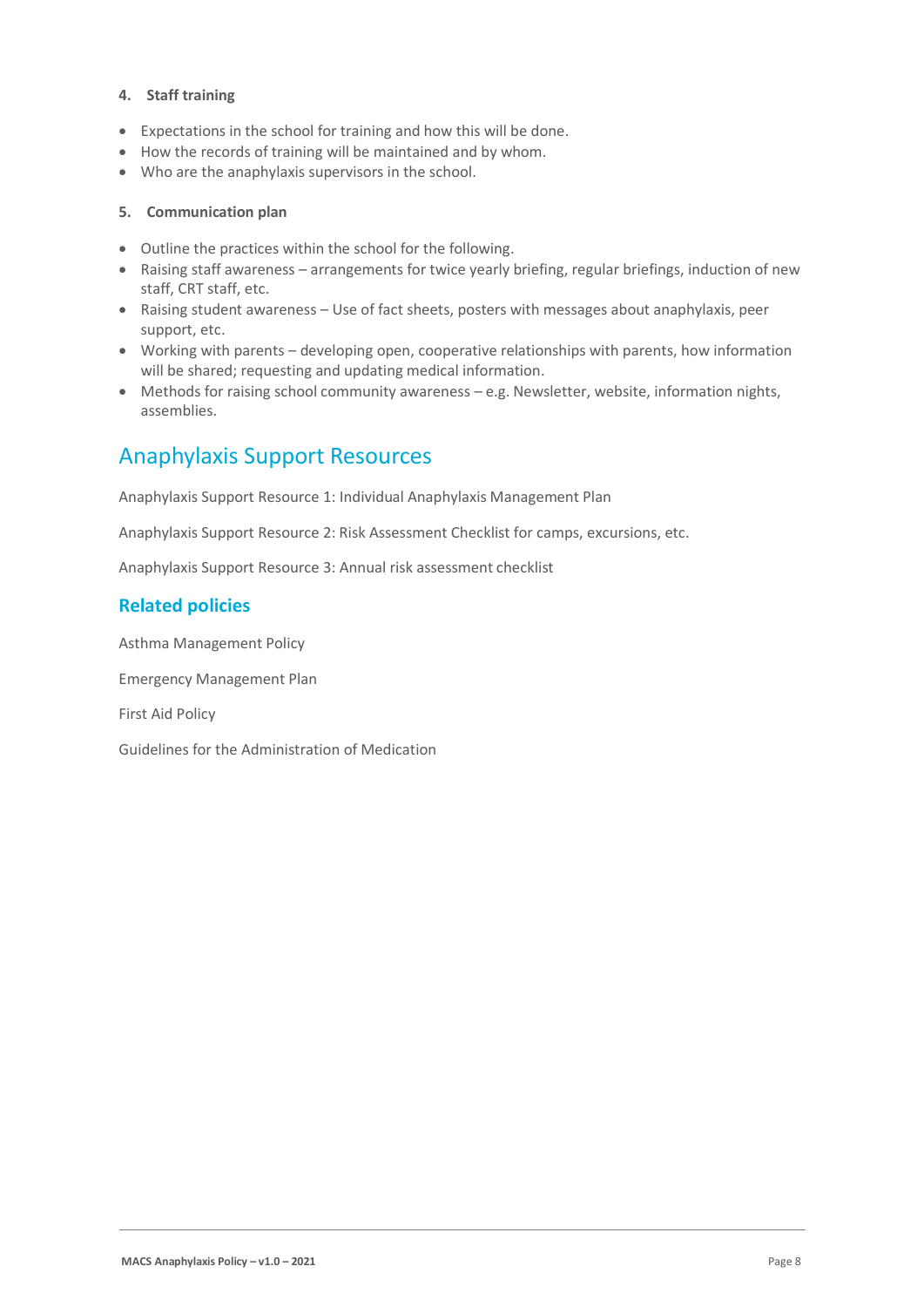#### 4. Staff training

- Expectations in the school for training and how this will be done.
- How the records of training will be maintained and by whom.
- Who are the anaphylaxis supervisors in the school.

#### 5. Communication plan

- Outline the practices within the school for the following.
- Raising staff awareness – arrangements for twice yearly briefing, regular briefings, induction of new staff, CRT staff, etc.
- Raising student awareness – Use of fact sheets, posters with messages about anaphylaxis, peer support, etc.
- Working with parents – developing open, cooperative relationships with parents, how information will be shared; requesting and updating medical information.
- Methods for raising school community awareness – e.g. Newsletter, website, information nights, assemblies.

## Anaphylaxis Support Resources

Anaphylaxis Support Resource 1: Individual Anaphylaxis Management Plan

Anaphylaxis Support Resource 2: Risk Assessment Checklist for camps, excursions, etc.

Anaphylaxis Support Resource 3: Annual risk assessment checklist

### Related policies

Asthma Management Policy

Emergency Management Plan

First Aid Policy

Guidelines for the Administration of Medication